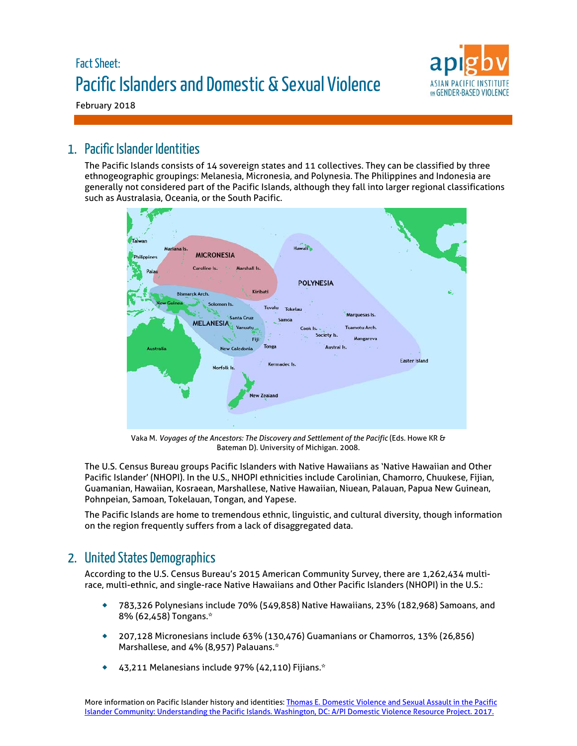# Fact Sheet:
# Pacific Islanders and Domestic & Sexual Violence

February 2018

## 1. Pacific Islander Identities

The Pacific Islands consists of 14 sovereign states and 11 collectives. They can be classified by three ethnogeographic groupings: Melanesia, Micronesia, and Polynesia. The Philippines and Indonesia are generally not considered part of the Pacific Islands, although they fall into larger regional classifications such as Australasia, Oceania, or the South Pacific.

Vaka M. *Voyages of the Ancestors: The Discovery and Settlement of the Pacific* (Eds. Howe KR & Bateman D). University of Michigan. 2008.

The U.S. Census Bureau groups Pacific Islanders with Native Hawaiians as 'Native Hawaiian and Other Pacific Islander' (NHOPI). In the U.S., NHOPI ethnicities include Carolinian, Chamorro, Chuukese, Fijian, Guamanian, Hawaiian, Kosraean, Marshallese, Native Hawaiian, Niuean, Palauan, Papua New Guinean, Pohnpeian, Samoan, Tokelauan, Tongan, and Yapese.

The Pacific Islands are home to tremendous ethnic, linguistic, and cultural diversity, though information on the region frequently suffers from a lack of disaggregated data.

## 2. United States Demographics

According to the U.S. Census Bureau's 2015 American Community Survey, there are 1,262,434 multi-race, multi-ethnic, and single-race Native Hawaiians and Other Pacific Islanders (NHOPI) in the U.S.:

- 783,326 Polynesians include 70% (549,858) Native Hawaiians, 23% (182,968) Samoans, and 8% (62,458) Tongans.*
- 207,128 Micronesians include 63% (130,476) Guamanians or Chamorros, 13% (26,856) Marshallese, and 4% (8,957) Palauans.*
- 43,211 Melanesians include 97% (42,110) Fijians.*

More information on Pacific Islander history and identities: [Thomas E. Domestic Violence and Sexual Assault in the Pacific Islander Community: Understanding the Pacific Islands. Washington, DC: A/PI Domestic Violence Resource Project. 2017.]()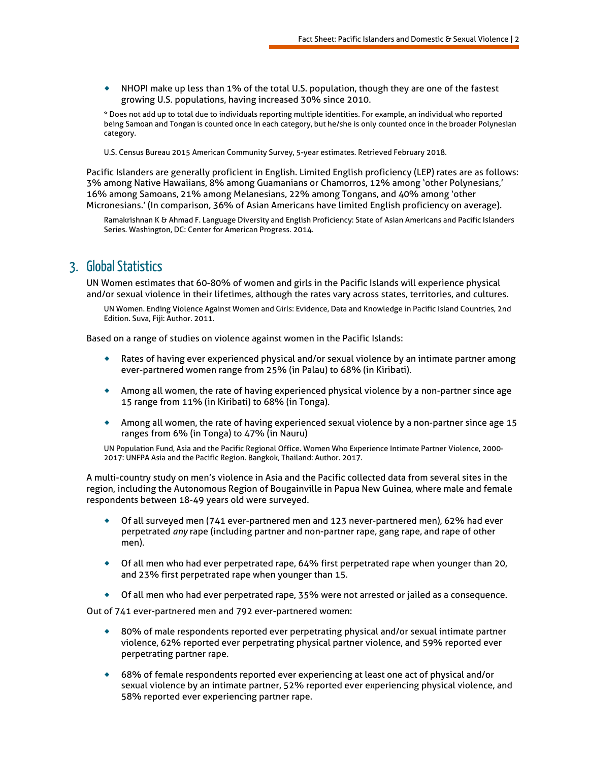- NHOPI make up less than 1% of the total U.S. population, though they are one of the fastest growing U.S. populations, having increased 30% since 2010.

* Does not add up to total due to individuals reporting multiple identities. For example, an individual who reported being Samoan and Tongan is counted once in each category, but he/she is only counted once in the broader Polynesian category.

U.S. Census Bureau 2015 American Community Survey, 5-year estimates. Retrieved February 2018.

Pacific Islanders are generally proficient in English. Limited English proficiency (LEP) rates are as follows: 3% among Native Hawaiians, 8% among Guamanians or Chamorros, 12% among 'other Polynesians,' 16% among Samoans, 21% among Melanesians, 22% among Tongans, and 40% among 'other Micronesians.' (In comparison, 36% of Asian Americans have limited English proficiency on average).

Ramakrishnan K & Ahmad F. Language Diversity and English Proficiency: State of Asian Americans and Pacific Islanders Series. Washington, DC: Center for American Progress. 2014.

## 3. Global Statistics

UN Women estimates that 60-80% of women and girls in the Pacific Islands will experience physical and/or sexual violence in their lifetimes, although the rates vary across states, territories, and cultures.

UN Women. Ending Violence Against Women and Girls: Evidence, Data and Knowledge in Pacific Island Countries, 2nd Edition. Suva, Fiji: Author. 2011.

Based on a range of studies on violence against women in the Pacific Islands:

- Rates of having ever experienced physical and/or sexual violence by an intimate partner among ever-partnered women range from 25% (in Palau) to 68% (in Kiribati).
- Among all women, the rate of having experienced physical violence by a non-partner since age 15 range from 11% (in Kiribati) to 68% (in Tonga).
- Among all women, the rate of having experienced sexual violence by a non-partner since age 15 ranges from 6% (in Tonga) to 47% (in Nauru)

UN Population Fund, Asia and the Pacific Regional Office. Women Who Experience Intimate Partner Violence, 2000-2017: UNFPA Asia and the Pacific Region. Bangkok, Thailand: Author. 2017.

A multi-country study on men's violence in Asia and the Pacific collected data from several sites in the region, including the Autonomous Region of Bougainville in Papua New Guinea, where male and female respondents between 18-49 years old were surveyed.

- Of all surveyed men (741 ever-partnered men and 123 never-partnered men), 62% had ever perpetrated *any* rape (including partner and non-partner rape, gang rape, and rape of other men).
- Of all men who had ever perpetrated rape, 64% first perpetrated rape when younger than 20, and 23% first perpetrated rape when younger than 15.
- Of all men who had ever perpetrated rape, 35% were not arrested or jailed as a consequence.

Out of 741 ever-partnered men and 792 ever-partnered women:

- 80% of male respondents reported ever perpetrating physical and/or sexual intimate partner violence, 62% reported ever perpetrating physical partner violence, and 59% reported ever perpetrating partner rape.
- 68% of female respondents reported ever experiencing at least one act of physical and/or sexual violence by an intimate partner, 52% reported ever experiencing physical violence, and 58% reported ever experiencing partner rape.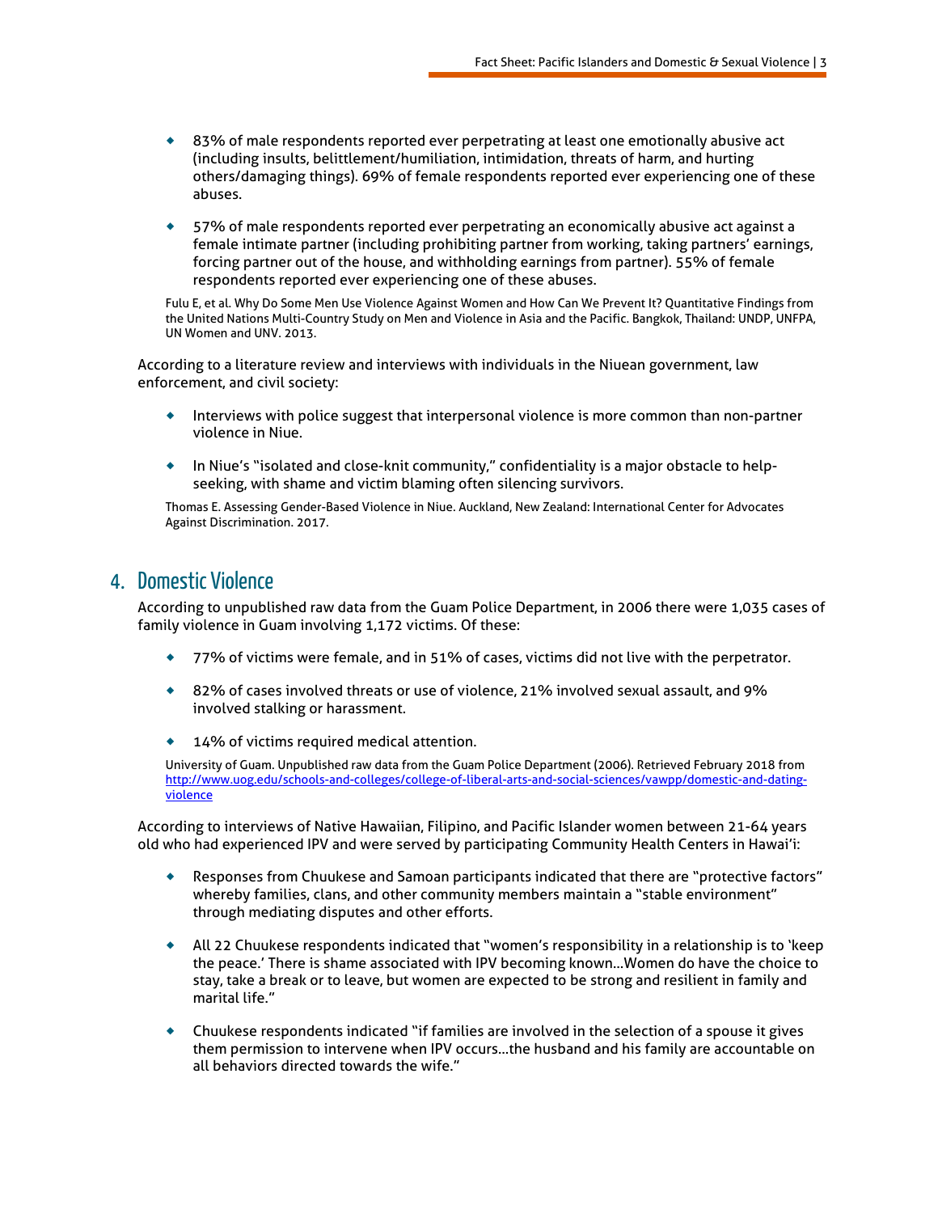- 83% of male respondents reported ever perpetrating at least one emotionally abusive act (including insults, belittlement/humiliation, intimidation, threats of harm, and hurting others/damaging things). 69% of female respondents reported ever experiencing one of these abuses.
- 57% of male respondents reported ever perpetrating an economically abusive act against a female intimate partner (including prohibiting partner from working, taking partners' earnings, forcing partner out of the house, and withholding earnings from partner). 55% of female respondents reported ever experiencing one of these abuses.

Fulu E, et al. Why Do Some Men Use Violence Against Women and How Can We Prevent It? Quantitative Findings from the United Nations Multi-Country Study on Men and Violence in Asia and the Pacific. Bangkok, Thailand: UNDP, UNFPA, UN Women and UNV. 2013.

According to a literature review and interviews with individuals in the Niuean government, law enforcement, and civil society:

- Interviews with police suggest that interpersonal violence is more common than non-partner violence in Niue.
- In Niue's "isolated and close-knit community," confidentiality is a major obstacle to help-seeking, with shame and victim blaming often silencing survivors.

Thomas E. Assessing Gender-Based Violence in Niue. Auckland, New Zealand: International Center for Advocates Against Discrimination. 2017.

## 4. Domestic Violence

According to unpublished raw data from the Guam Police Department, in 2006 there were 1,035 cases of family violence in Guam involving 1,172 victims. Of these:

- 77% of victims were female, and in 51% of cases, victims did not live with the perpetrator.
- 82% of cases involved threats or use of violence, 21% involved sexual assault, and 9% involved stalking or harassment.
- 14% of victims required medical attention.

University of Guam. Unpublished raw data from the Guam Police Department (2006). Retrieved February 2018 from http://www.uog.edu/schools-and-colleges/college-of-liberal-arts-and-social-sciences/vawpp/domestic-and-dating-violence

According to interviews of Native Hawaiian, Filipino, and Pacific Islander women between 21-64 years old who had experienced IPV and were served by participating Community Health Centers in Hawai'i:

- Responses from Chuukese and Samoan participants indicated that there are "protective factors" whereby families, clans, and other community members maintain a "stable environment" through mediating disputes and other efforts.
- All 22 Chuukese respondents indicated that "women's responsibility in a relationship is to 'keep the peace.' There is shame associated with IPV becoming known…Women do have the choice to stay, take a break or to leave, but women are expected to be strong and resilient in family and marital life."
- Chuukese respondents indicated "if families are involved in the selection of a spouse it gives them permission to intervene when IPV occurs…the husband and his family are accountable on all behaviors directed towards the wife."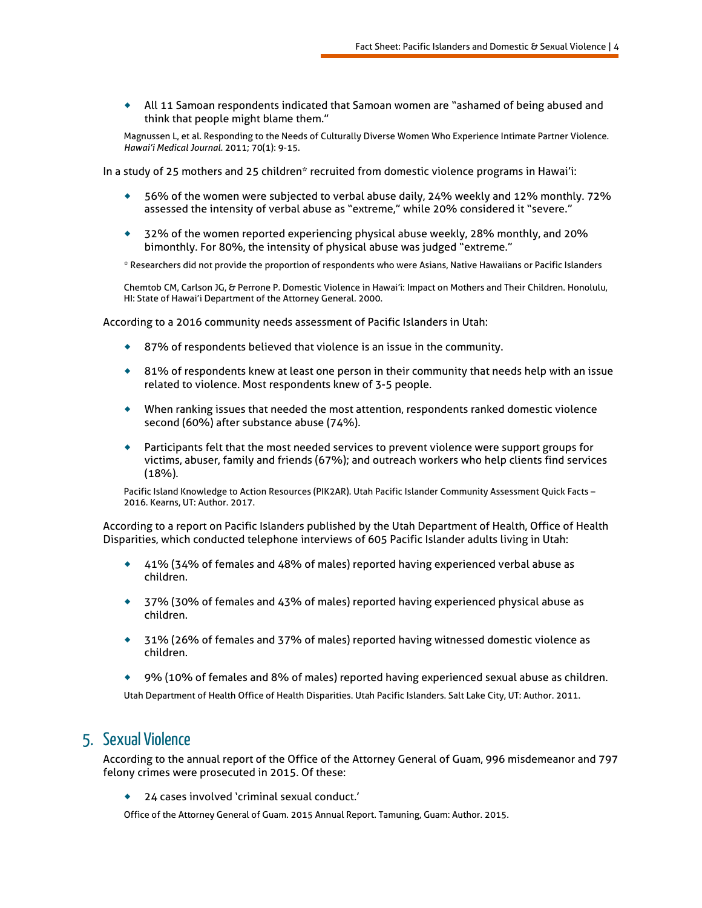- All 11 Samoan respondents indicated that Samoan women are "ashamed of being abused and think that people might blame them."

Magnussen L, et al. Responding to the Needs of Culturally Diverse Women Who Experience Intimate Partner Violence. *Hawai'i Medical Journal*. 2011; 70(1): 9-15.

In a study of 25 mothers and 25 children* recruited from domestic violence programs in Hawai'i:

- 56% of the women were subjected to verbal abuse daily, 24% weekly and 12% monthly. 72% assessed the intensity of verbal abuse as "extreme," while 20% considered it "severe."
- 32% of the women reported experiencing physical abuse weekly, 28% monthly, and 20% bimonthly. For 80%, the intensity of physical abuse was judged "extreme."

* Researchers did not provide the proportion of respondents who were Asians, Native Hawaiians or Pacific Islanders

Chemtob CM, Carlson JG, & Perrone P. Domestic Violence in Hawai'i: Impact on Mothers and Their Children. Honolulu, HI: State of Hawai'i Department of the Attorney General. 2000.

According to a 2016 community needs assessment of Pacific Islanders in Utah:

- 87% of respondents believed that violence is an issue in the community.
- 81% of respondents knew at least one person in their community that needs help with an issue related to violence. Most respondents knew of 3-5 people.
- When ranking issues that needed the most attention, respondents ranked domestic violence second (60%) after substance abuse (74%).
- Participants felt that the most needed services to prevent violence were support groups for victims, abuser, family and friends (67%); and outreach workers who help clients find services (18%).

Pacific Island Knowledge to Action Resources (PIK2AR). Utah Pacific Islander Community Assessment Quick Facts – 2016. Kearns, UT: Author. 2017.

According to a report on Pacific Islanders published by the Utah Department of Health, Office of Health Disparities, which conducted telephone interviews of 605 Pacific Islander adults living in Utah:

- 41% (34% of females and 48% of males) reported having experienced verbal abuse as children.
- 37% (30% of females and 43% of males) reported having experienced physical abuse as children.
- 31% (26% of females and 37% of males) reported having witnessed domestic violence as children.
- 9% (10% of females and 8% of males) reported having experienced sexual abuse as children.

Utah Department of Health Office of Health Disparities. Utah Pacific Islanders. Salt Lake City, UT: Author. 2011.

## 5. Sexual Violence

According to the annual report of the Office of the Attorney General of Guam, 996 misdemeanor and 797 felony crimes were prosecuted in 2015. Of these:

- 24 cases involved 'criminal sexual conduct.'

Office of the Attorney General of Guam. 2015 Annual Report. Tamuning, Guam: Author. 2015.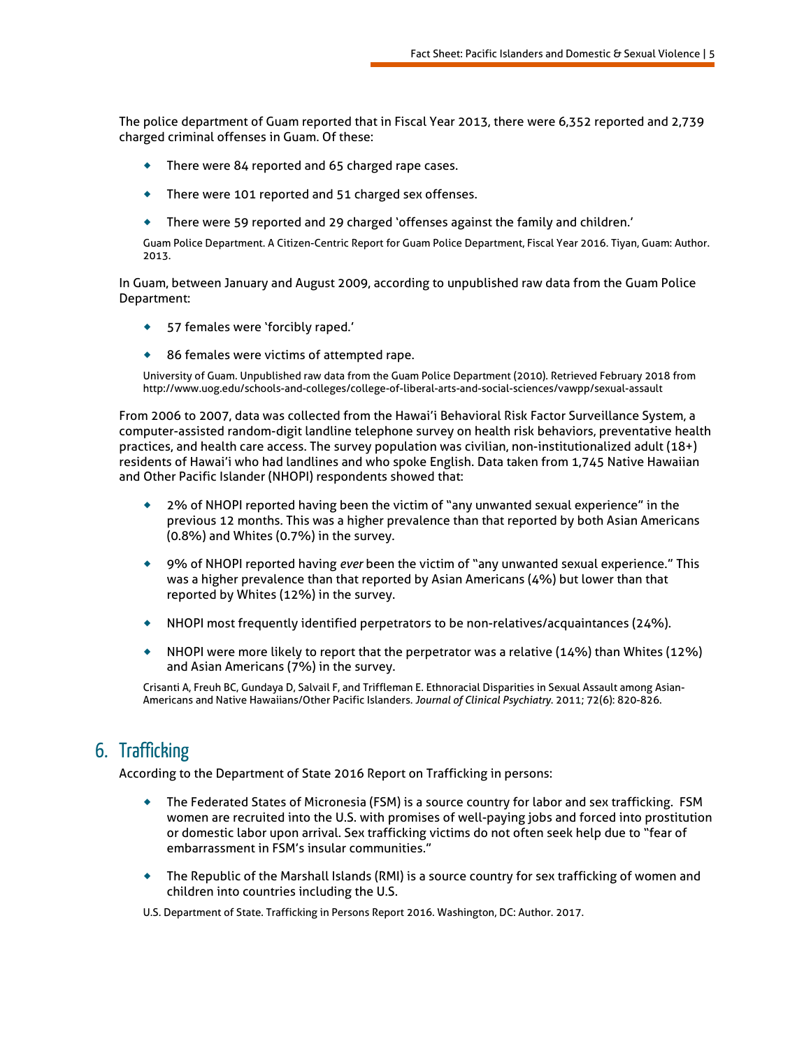The police department of Guam reported that in Fiscal Year 2013, there were 6,352 reported and 2,739 charged criminal offenses in Guam. Of these:

- There were 84 reported and 65 charged rape cases.
- There were 101 reported and 51 charged sex offenses.
- There were 59 reported and 29 charged 'offenses against the family and children.'

Guam Police Department. A Citizen-Centric Report for Guam Police Department, Fiscal Year 2016. Tiyan, Guam: Author. 2013.

In Guam, between January and August 2009, according to unpublished raw data from the Guam Police Department:

- 57 females were 'forcibly raped.'
- 86 females were victims of attempted rape.

University of Guam. Unpublished raw data from the Guam Police Department (2010). Retrieved February 2018 from http://www.uog.edu/schools-and-colleges/college-of-liberal-arts-and-social-sciences/vawpp/sexual-assault

From 2006 to 2007, data was collected from the Hawai'i Behavioral Risk Factor Surveillance System, a computer-assisted random-digit landline telephone survey on health risk behaviors, preventative health practices, and health care access. The survey population was civilian, non-institutionalized adult (18+) residents of Hawai'i who had landlines and who spoke English. Data taken from 1,745 Native Hawaiian and Other Pacific Islander (NHOPI) respondents showed that:

- 2% of NHOPI reported having been the victim of "any unwanted sexual experience" in the previous 12 months. This was a higher prevalence than that reported by both Asian Americans (0.8%) and Whites (0.7%) in the survey.
- 9% of NHOPI reported having *ever* been the victim of "any unwanted sexual experience." This was a higher prevalence than that reported by Asian Americans (4%) but lower than that reported by Whites (12%) in the survey.
- NHOPI most frequently identified perpetrators to be non-relatives/acquaintances (24%).
- NHOPI were more likely to report that the perpetrator was a relative (14%) than Whites (12%) and Asian Americans (7%) in the survey.

Crisanti A, Freuh BC, Gundaya D, Salvail F, and Triffleman E. Ethnoracial Disparities in Sexual Assault among Asian-Americans and Native Hawaiians/Other Pacific Islanders. *Journal of Clinical Psychiatry.* 2011; 72(6): 820-826.

## 6. Trafficking

According to the Department of State 2016 Report on Trafficking in persons:

- The Federated States of Micronesia (FSM) is a source country for labor and sex trafficking. FSM women are recruited into the U.S. with promises of well-paying jobs and forced into prostitution or domestic labor upon arrival. Sex trafficking victims do not often seek help due to "fear of embarrassment in FSM's insular communities."
- The Republic of the Marshall Islands (RMI) is a source country for sex trafficking of women and children into countries including the U.S.

U.S. Department of State. Trafficking in Persons Report 2016. Washington, DC: Author. 2017.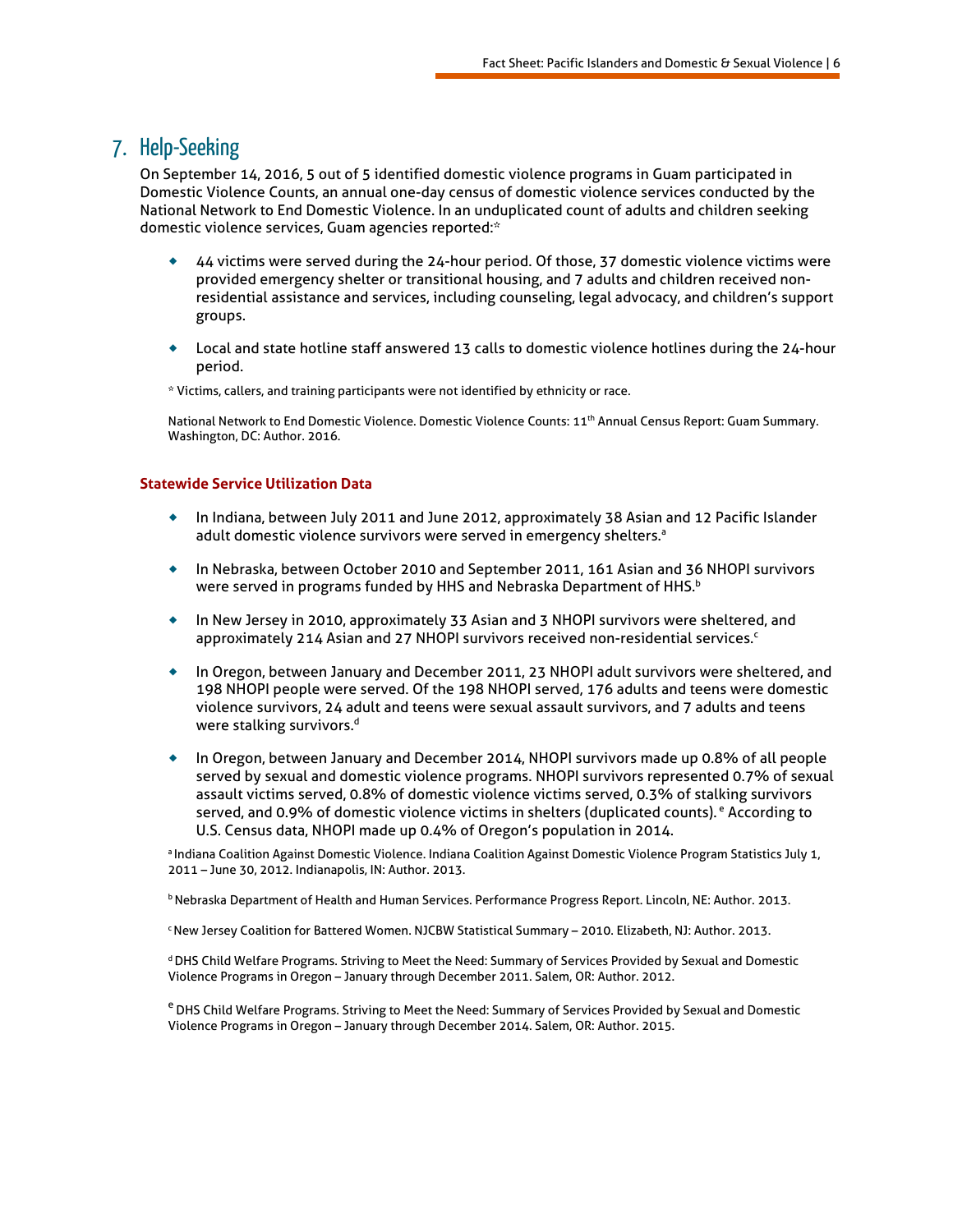## 7. Help-Seeking

On September 14, 2016, 5 out of 5 identified domestic violence programs in Guam participated in Domestic Violence Counts, an annual one-day census of domestic violence services conducted by the National Network to End Domestic Violence. In an unduplicated count of adults and children seeking domestic violence services, Guam agencies reported:*

- 44 victims were served during the 24-hour period. Of those, 37 domestic violence victims were provided emergency shelter or transitional housing, and 7 adults and children received non-residential assistance and services, including counseling, legal advocacy, and children's support groups.
- Local and state hotline staff answered 13 calls to domestic violence hotlines during the 24-hour period.

\* Victims, callers, and training participants were not identified by ethnicity or race.

National Network to End Domestic Violence. Domestic Violence Counts: 11th Annual Census Report: Guam Summary. Washington, DC: Author. 2016.

### Statewide Service Utilization Data

- In Indiana, between July 2011 and June 2012, approximately 38 Asian and 12 Pacific Islander adult domestic violence survivors were served in emergency shelters.[a]
- In Nebraska, between October 2010 and September 2011, 161 Asian and 36 NHOPI survivors were served in programs funded by HHS and Nebraska Department of HHS.[b]
- In New Jersey in 2010, approximately 33 Asian and 3 NHOPI survivors were sheltered, and approximately 214 Asian and 27 NHOPI survivors received non-residential services.[c]
- In Oregon, between January and December 2011, 23 NHOPI adult survivors were sheltered, and 198 NHOPI people were served. Of the 198 NHOPI served, 176 adults and teens were domestic violence survivors, 24 adult and teens were sexual assault survivors, and 7 adults and teens were stalking survivors.[d]
- In Oregon, between January and December 2014, NHOPI survivors made up 0.8% of all people served by sexual and domestic violence programs. NHOPI survivors represented 0.7% of sexual assault victims served, 0.8% of domestic violence victims served, 0.3% of stalking survivors served, and 0.9% of domestic violence victims in shelters (duplicated counts).[e] According to U.S. Census data, NHOPI made up 0.4% of Oregon's population in 2014.

[a] Indiana Coalition Against Domestic Violence. Indiana Coalition Against Domestic Violence Program Statistics July 1, 2011 – June 30, 2012. Indianapolis, IN: Author. 2013.

[b] Nebraska Department of Health and Human Services. Performance Progress Report. Lincoln, NE: Author. 2013.

[c] New Jersey Coalition for Battered Women. NJCBW Statistical Summary – 2010. Elizabeth, NJ: Author. 2013.

[d] DHS Child Welfare Programs. Striving to Meet the Need: Summary of Services Provided by Sexual and Domestic Violence Programs in Oregon – January through December 2011. Salem, OR: Author. 2012.

[e] DHS Child Welfare Programs. Striving to Meet the Need: Summary of Services Provided by Sexual and Domestic Violence Programs in Oregon – January through December 2014. Salem, OR: Author. 2015.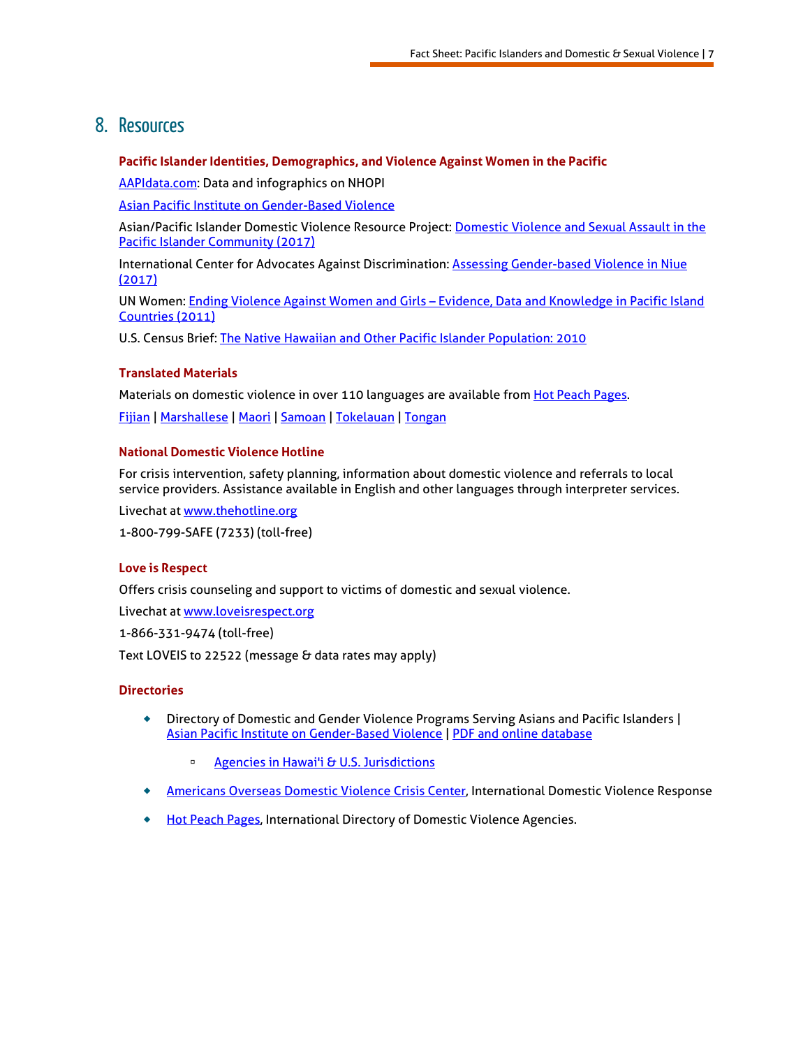## 8. Resources

### Pacific Islander Identities, Demographics, and Violence Against Women in the Pacific

AAPIdata.com: Data and infographics on NHOPI

Asian Pacific Institute on Gender-Based Violence

Asian/Pacific Islander Domestic Violence Resource Project: Domestic Violence and Sexual Assault in the Pacific Islander Community (2017)

International Center for Advocates Against Discrimination: Assessing Gender-based Violence in Niue (2017)

UN Women: Ending Violence Against Women and Girls – Evidence, Data and Knowledge in Pacific Island Countries (2011)

U.S. Census Brief: The Native Hawaiian and Other Pacific Islander Population: 2010

### Translated Materials

Materials on domestic violence in over 110 languages are available from Hot Peach Pages.

Fijian | Marshallese | Maori | Samoan | Tokelauan | Tongan

### National Domestic Violence Hotline

For crisis intervention, safety planning, information about domestic violence and referrals to local service providers. Assistance available in English and other languages through interpreter services.

Livechat at www.thehotline.org

1-800-799-SAFE (7233) (toll-free)

### Love is Respect

Offers crisis counseling and support to victims of domestic and sexual violence.

Livechat at www.loveisrespect.org

1-866-331-9474 (toll-free)

Text LOVEIS to 22522 (message & data rates may apply)

### Directories

- Directory of Domestic and Gender Violence Programs Serving Asians and Pacific Islanders | Asian Pacific Institute on Gender-Based Violence | PDF and online database
  - Agencies in Hawai'i & U.S. Jurisdictions
- Americans Overseas Domestic Violence Crisis Center, International Domestic Violence Response
- Hot Peach Pages, International Directory of Domestic Violence Agencies.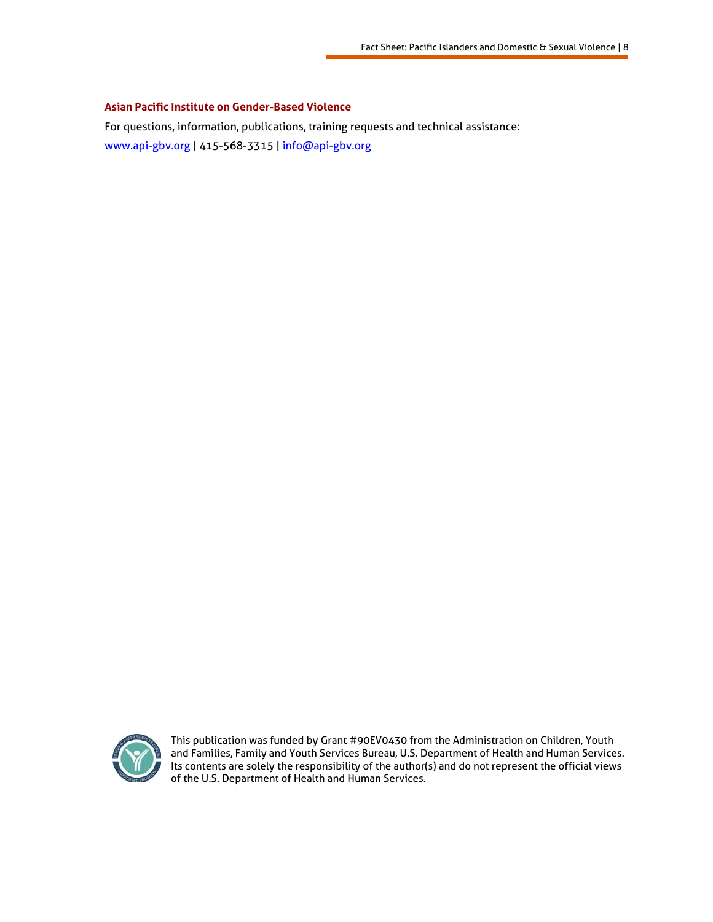**Asian Pacific Institute on Gender-Based Violence**

For questions, information, publications, training requests and technical assistance:

www.api-gbv.org | 415-568-3315 | info@api-gbv.org

This publication was funded by Grant #90EV0430 from the Administration on Children, Youth and Families, Family and Youth Services Bureau, U.S. Department of Health and Human Services. Its contents are solely the responsibility of the author(s) and do not represent the official views of the U.S. Department of Health and Human Services.